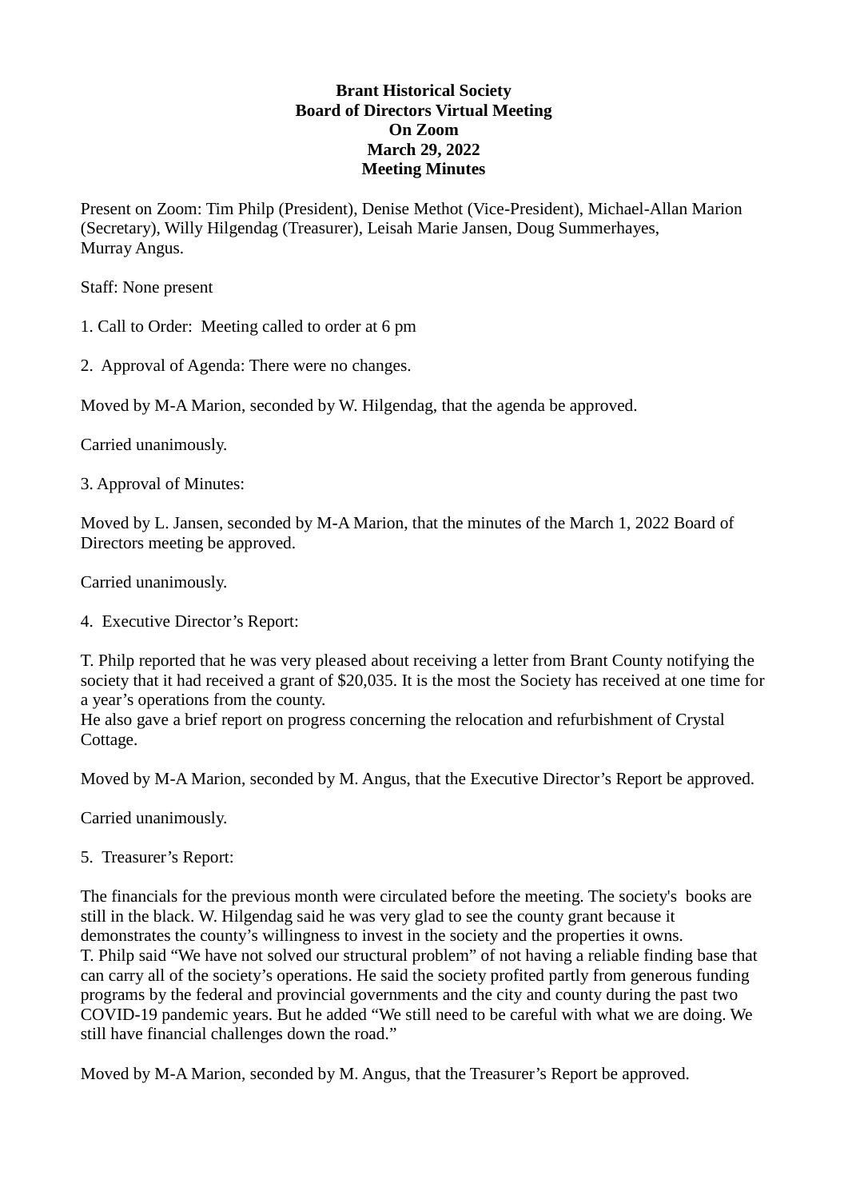**Brant Historical Society**
**Board of Directors Virtual Meeting**
**On Zoom**
**March 29, 2022**
**Meeting Minutes**

Present on Zoom: Tim Philp (President), Denise Methot (Vice-President), Michael-Allan Marion (Secretary), Willy Hilgendag (Treasurer), Leisah Marie Jansen, Doug Summerhayes, Murray Angus.

Staff: None present

1. Call to Order: Meeting called to order at 6 pm

2. Approval of Agenda: There were no changes.

Moved by M-A Marion, seconded by W. Hilgendag, that the agenda be approved.

Carried unanimously.

3. Approval of Minutes:

Moved by L. Jansen, seconded by M-A Marion, that the minutes of the March 1, 2022 Board of Directors meeting be approved.

Carried unanimously.

4. Executive Director's Report:

T. Philp reported that he was very pleased about receiving a letter from Brant County notifying the society that it had received a grant of $20,035. It is the most the Society has received at one time for a year's operations from the county.
He also gave a brief report on progress concerning the relocation and refurbishment of Crystal Cottage.

Moved by M-A Marion, seconded by M. Angus, that the Executive Director's Report be approved.

Carried unanimously.

5. Treasurer's Report:

The financials for the previous month were circulated before the meeting. The society's books are still in the black. W. Hilgendag said he was very glad to see the county grant because it demonstrates the county's willingness to invest in the society and the properties it owns.
T. Philp said "We have not solved our structural problem" of not having a reliable finding base that can carry all of the society's operations. He said the society profited partly from generous funding programs by the federal and provincial governments and the city and county during the past two COVID-19 pandemic years. But he added "We still need to be careful with what we are doing. We still have financial challenges down the road."

Moved by M-A Marion, seconded by M. Angus, that the Treasurer's Report be approved.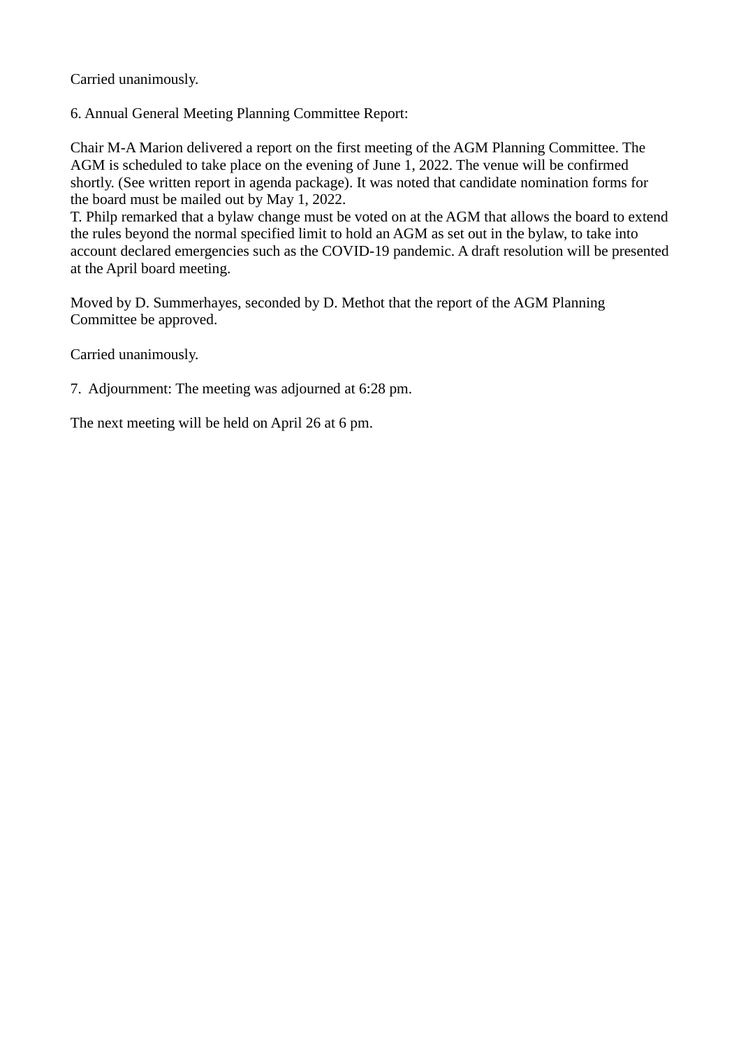Carried unanimously.

6. Annual General Meeting Planning Committee Report:

Chair M-A Marion delivered a report on the first meeting of the AGM Planning Committee. The AGM is scheduled to take place on the evening of June 1, 2022. The venue will be confirmed shortly. (See written report in agenda package). It was noted that candidate nomination forms for the board must be mailed out by May 1, 2022.
T. Philp remarked that a bylaw change must be voted on at the AGM that allows the board to extend the rules beyond the normal specified limit to hold an AGM as set out in the bylaw, to take into account declared emergencies such as the COVID-19 pandemic. A draft resolution will be presented at the April board meeting.

Moved by D. Summerhayes, seconded by D. Methot that the report of the AGM Planning Committee be approved.

Carried unanimously.

7. Adjournment: The meeting was adjourned at 6:28 pm.

The next meeting will be held on April 26 at 6 pm.